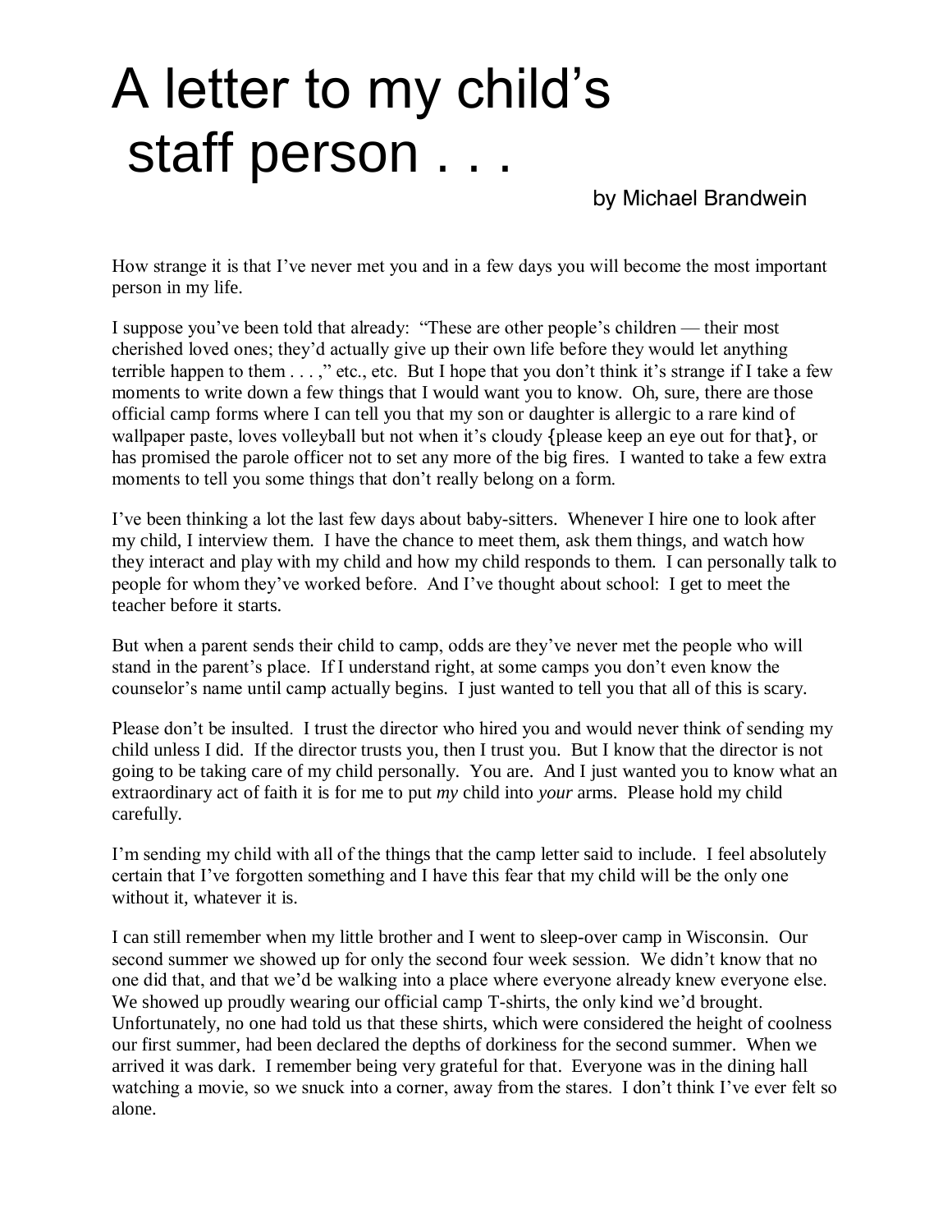# A letter to my child's staff person . . .

by Michael Brandwein

How strange it is that I've never met you and in a few days you will become the most important person in my life.

I suppose you've been told that already: "These are other people's children — their most cherished loved ones; they'd actually give up their own life before they would let anything terrible happen to them . . . ," etc., etc. But I hope that you don't think it's strange if I take a few moments to write down a few things that I would want you to know. Oh, sure, there are those official camp forms where I can tell you that my son or daughter is allergic to a rare kind of wallpaper paste, loves volleyball but not when it's cloudy {please keep an eye out for that}, or has promised the parole officer not to set any more of the big fires. I wanted to take a few extra moments to tell you some things that don't really belong on a form.

I've been thinking a lot the last few days about baby-sitters. Whenever I hire one to look after my child, I interview them. I have the chance to meet them, ask them things, and watch how they interact and play with my child and how my child responds to them. I can personally talk to people for whom they've worked before. And I've thought about school: I get to meet the teacher before it starts.

But when a parent sends their child to camp, odds are they've never met the people who will stand in the parent's place. If I understand right, at some camps you don't even know the counselor's name until camp actually begins. I just wanted to tell you that all of this is scary.

Please don't be insulted. I trust the director who hired you and would never think of sending my child unless I did. If the director trusts you, then I trust you. But I know that the director is not going to be taking care of my child personally. You are. And I just wanted you to know what an extraordinary act of faith it is for me to put *my* child into *your* arms. Please hold my child carefully.

I'm sending my child with all of the things that the camp letter said to include. I feel absolutely certain that I've forgotten something and I have this fear that my child will be the only one without it, whatever it is.

I can still remember when my little brother and I went to sleep-over camp in Wisconsin. Our second summer we showed up for only the second four week session. We didn't know that no one did that, and that we'd be walking into a place where everyone already knew everyone else. We showed up proudly wearing our official camp T-shirts, the only kind we'd brought. Unfortunately, no one had told us that these shirts, which were considered the height of coolness our first summer, had been declared the depths of dorkiness for the second summer. When we arrived it was dark. I remember being very grateful for that. Everyone was in the dining hall watching a movie, so we snuck into a corner, away from the stares. I don't think I've ever felt so alone.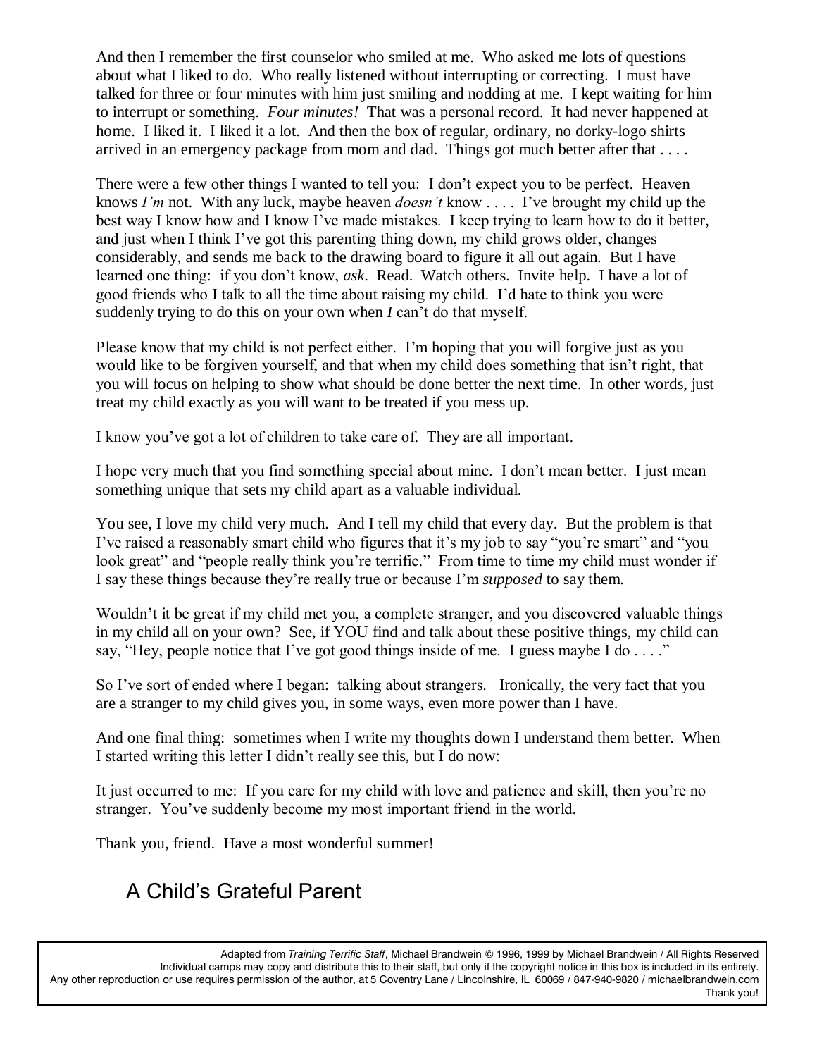And then I remember the first counselor who smiled at me. Who asked me lots of questions about what I liked to do. Who really listened without interrupting or correcting. I must have talked for three or four minutes with him just smiling and nodding at me. I kept waiting for him to interrupt or something. *Four minutes!* That was a personal record. It had never happened at home. I liked it. I liked it a lot. And then the box of regular, ordinary, no dorky-logo shirts arrived in an emergency package from mom and dad. Things got much better after that . . . .

There were a few other things I wanted to tell you: I don't expect you to be perfect. Heaven knows *I'm* not. With any luck, maybe heaven *doesn't* know . . . . I've brought my child up the best way I know how and I know I've made mistakes. I keep trying to learn how to do it better, and just when I think I've got this parenting thing down, my child grows older, changes considerably, and sends me back to the drawing board to figure it all out again. But I have learned one thing: if you don't know, *ask*. Read. Watch others. Invite help. I have a lot of good friends who I talk to all the time about raising my child. I'd hate to think you were suddenly trying to do this on your own when *I* can't do that myself.

Please know that my child is not perfect either. I'm hoping that you will forgive just as you would like to be forgiven yourself, and that when my child does something that isn't right, that you will focus on helping to show what should be done better the next time. In other words, just treat my child exactly as you will want to be treated if you mess up.

I know you've got a lot of children to take care of. They are all important.

I hope very much that you find something special about mine. I don't mean better. I just mean something unique that sets my child apart as a valuable individual.

You see, I love my child very much. And I tell my child that every day. But the problem is that I've raised a reasonably smart child who figures that it's my job to say "you're smart" and "you look great" and "people really think you're terrific." From time to time my child must wonder if I say these things because they're really true or because I'm *supposed* to say them.

Wouldn't it be great if my child met you, a complete stranger, and you discovered valuable things in my child all on your own? See, if YOU find and talk about these positive things, my child can say, "Hey, people notice that I've got good things inside of me. I guess maybe I do . . . ."

So I've sort of ended where I began: talking about strangers. Ironically, the very fact that you are a stranger to my child gives you, in some ways, even more power than I have.

And one final thing: sometimes when I write my thoughts down I understand them better. When I started writing this letter I didn't really see this, but I do now:

It just occurred to me: If you care for my child with love and patience and skill, then you're no stranger. You've suddenly become my most important friend in the world.

Thank you, friend. Have a most wonderful summer!

## A Child's Grateful Parent

Adapted from *Training Terrific Staff*, Michael Brandwein © 1996, 1999 by Michael Brandwein / All Rights Reserved
Individual camps may copy and distribute this to their staff, but only if the copyright notice in this box is included in its entirety.
Any other reproduction or use requires permission of the author, at 5 Coventry Lane / Lincolnshire, IL 60069 / 847-940-9820 / michaelbrandwein.com
Thank you!